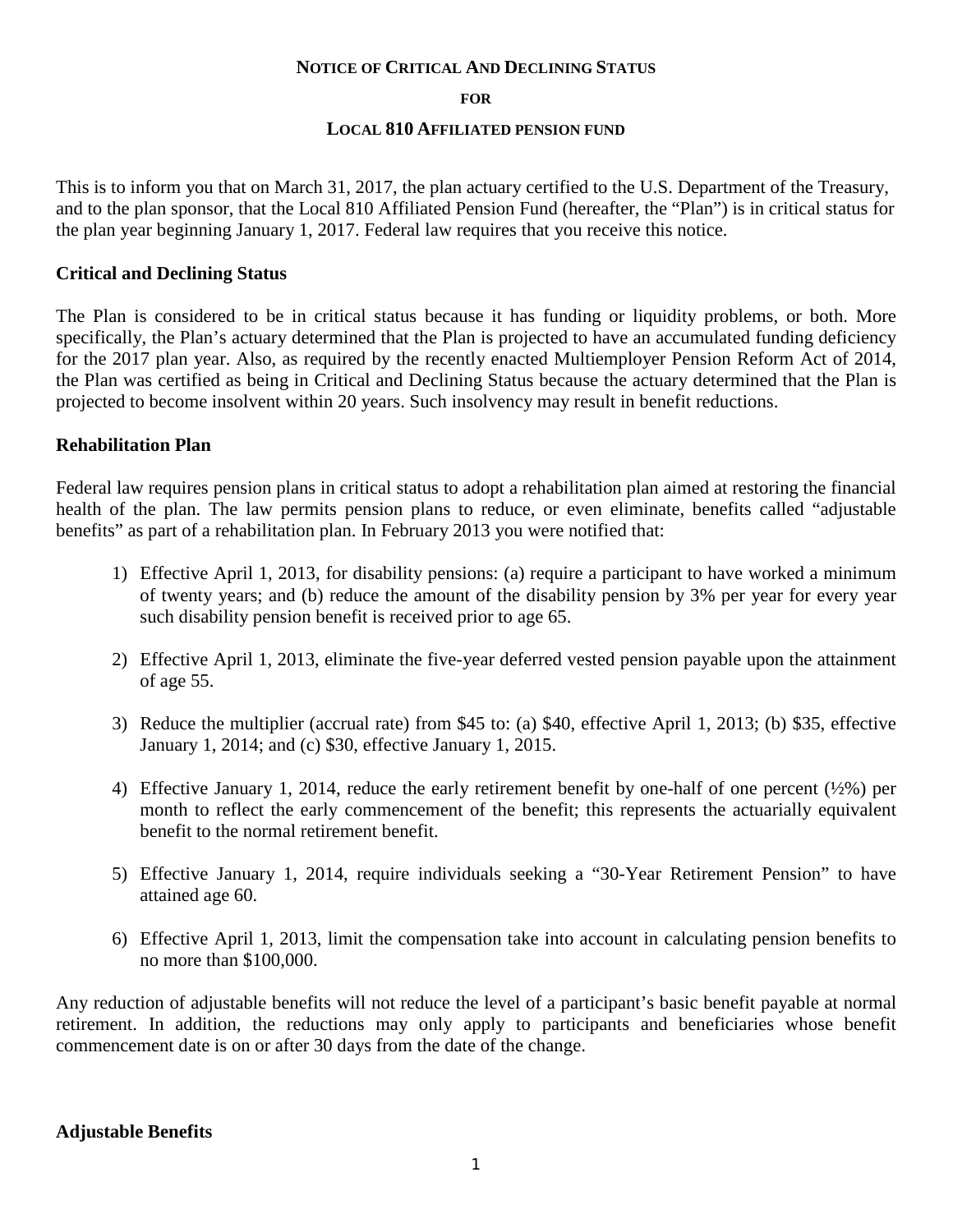# NOTICE OF CRITICAL AND DECLINING STATUS

## FOR

## LOCAL 810 AFFILIATED PENSION FUND

This is to inform you that on March 31, 2017, the plan actuary certified to the U.S. Department of the Treasury, and to the plan sponsor, that the Local 810 Affiliated Pension Fund (hereafter, the "Plan") is in critical status for the plan year beginning January 1, 2017. Federal law requires that you receive this notice.

### Critical and Declining Status

The Plan is considered to be in critical status because it has funding or liquidity problems, or both. More specifically, the Plan's actuary determined that the Plan is projected to have an accumulated funding deficiency for the 2017 plan year. Also, as required by the recently enacted Multiemployer Pension Reform Act of 2014, the Plan was certified as being in Critical and Declining Status because the actuary determined that the Plan is projected to become insolvent within 20 years. Such insolvency may result in benefit reductions.

### Rehabilitation Plan

Federal law requires pension plans in critical status to adopt a rehabilitation plan aimed at restoring the financial health of the plan. The law permits pension plans to reduce, or even eliminate, benefits called "adjustable benefits" as part of a rehabilitation plan. In February 2013 you were notified that:

1) Effective April 1, 2013, for disability pensions: (a) require a participant to have worked a minimum of twenty years; and (b) reduce the amount of the disability pension by 3% per year for every year such disability pension benefit is received prior to age 65.

2) Effective April 1, 2013, eliminate the five-year deferred vested pension payable upon the attainment of age 55.

3) Reduce the multiplier (accrual rate) from $45 to: (a) $40, effective April 1, 2013; (b) $35, effective January 1, 2014; and (c) $30, effective January 1, 2015.

4) Effective January 1, 2014, reduce the early retirement benefit by one-half of one percent (½%) per month to reflect the early commencement of the benefit; this represents the actuarially equivalent benefit to the normal retirement benefit.

5) Effective January 1, 2014, require individuals seeking a "30-Year Retirement Pension" to have attained age 60.

6) Effective April 1, 2013, limit the compensation take into account in calculating pension benefits to no more than $100,000.

Any reduction of adjustable benefits will not reduce the level of a participant's basic benefit payable at normal retirement. In addition, the reductions may only apply to participants and beneficiaries whose benefit commencement date is on or after 30 days from the date of the change.

### Adjustable Benefits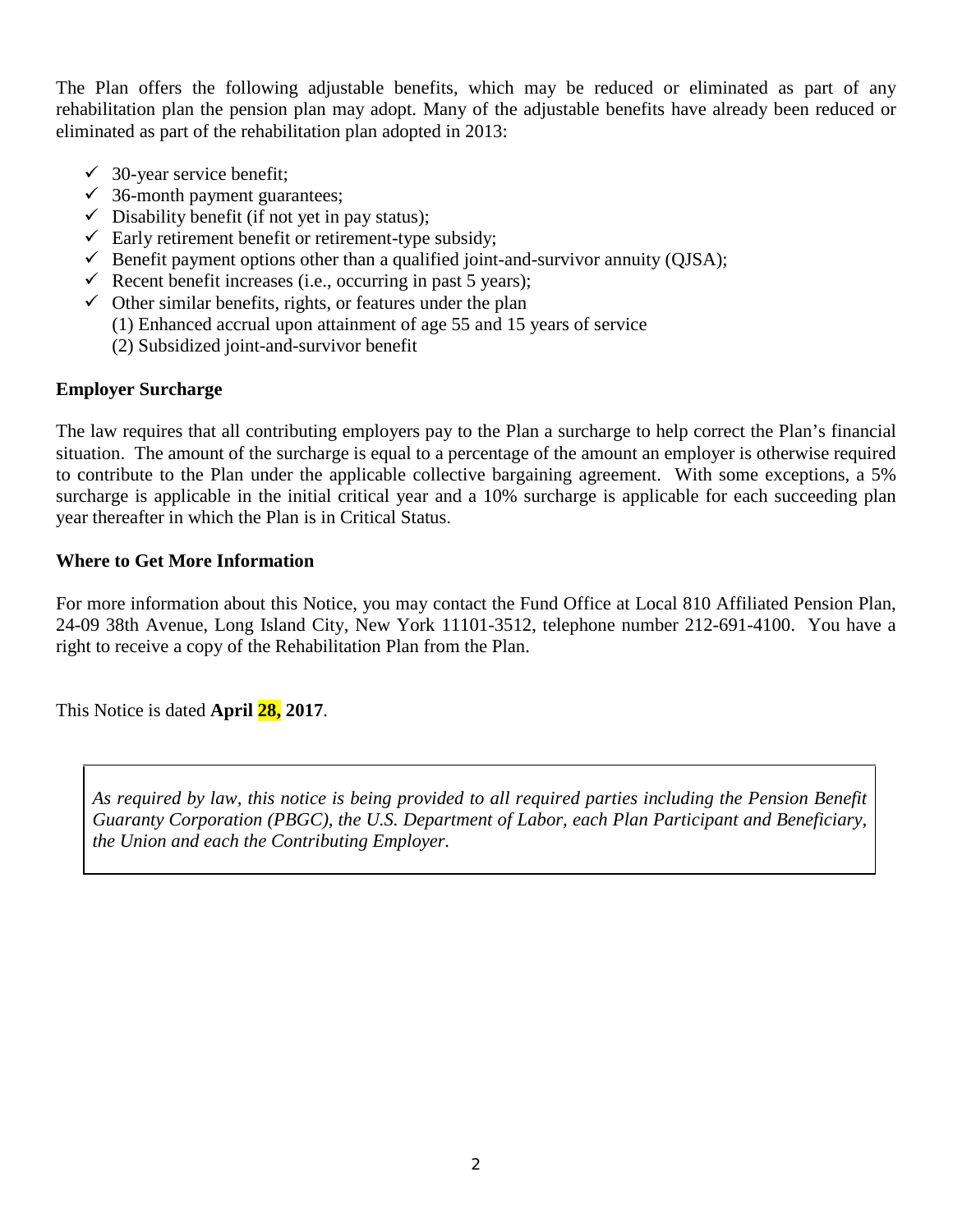The Plan offers the following adjustable benefits, which may be reduced or eliminated as part of any rehabilitation plan the pension plan may adopt. Many of the adjustable benefits have already been reduced or eliminated as part of the rehabilitation plan adopted in 2013:

- ✓ 30-year service benefit;
- ✓ 36-month payment guarantees;
- ✓ Disability benefit (if not yet in pay status);
- ✓ Early retirement benefit or retirement-type subsidy;
- ✓ Benefit payment options other than a qualified joint-and-survivor annuity (QJSA);
- ✓ Recent benefit increases (i.e., occurring in past 5 years);
- ✓ Other similar benefits, rights, or features under the plan
  - (1) Enhanced accrual upon attainment of age 55 and 15 years of service
  - (2) Subsidized joint-and-survivor benefit

**Employer Surcharge**

The law requires that all contributing employers pay to the Plan a surcharge to help correct the Plan's financial situation. The amount of the surcharge is equal to a percentage of the amount an employer is otherwise required to contribute to the Plan under the applicable collective bargaining agreement. With some exceptions, a 5% surcharge is applicable in the initial critical year and a 10% surcharge is applicable for each succeeding plan year thereafter in which the Plan is in Critical Status.

**Where to Get More Information**

For more information about this Notice, you may contact the Fund Office at Local 810 Affiliated Pension Plan, 24-09 38th Avenue, Long Island City, New York 11101-3512, telephone number 212-691-4100. You have a right to receive a copy of the Rehabilitation Plan from the Plan.

This Notice is dated **April 28, 2017**.

*As required by law, this notice is being provided to all required parties including the Pension Benefit Guaranty Corporation (PBGC), the U.S. Department of Labor, each Plan Participant and Beneficiary, the Union and each the Contributing Employer.*